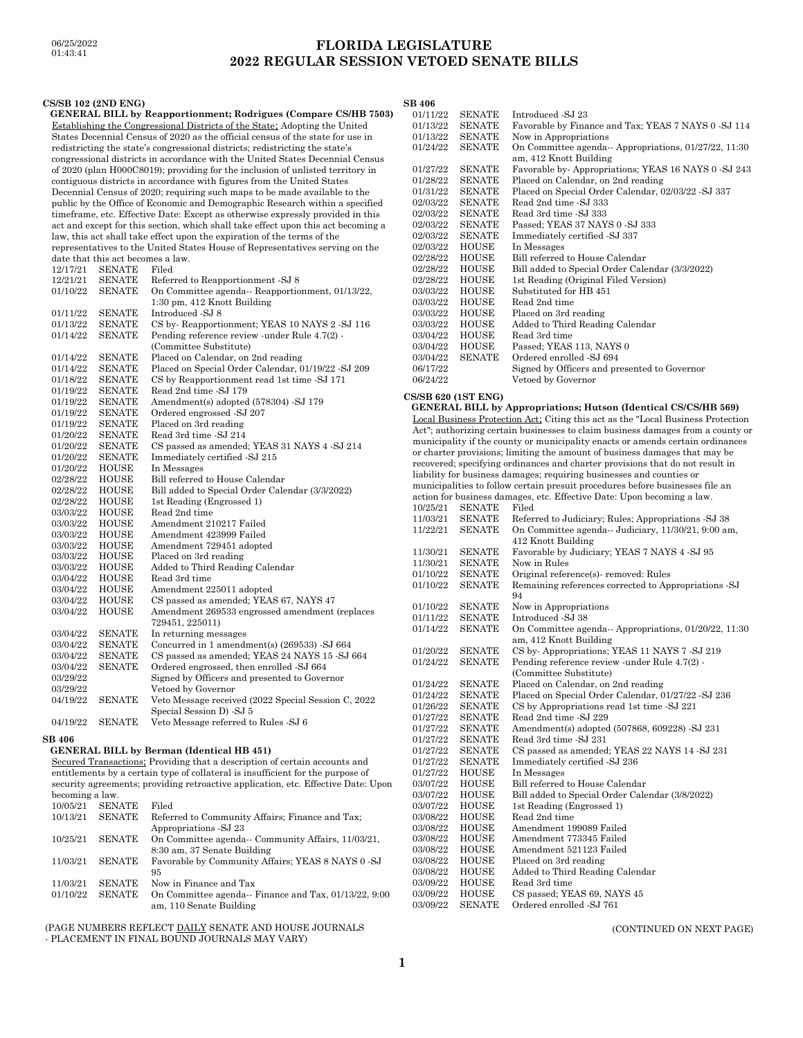# FLORIDA LEGISLATURE
## 2022 REGULAR SESSION VETOED SENATE BILLS

### CS/SB 102 (2ND ENG)

**GENERAL BILL by Reapportionment; Rodrigues (Compare CS/HB 7503)**

Establishing the Congressional Districts of the State; Adopting the United States Decennial Census of 2020 as the official census of the state for use in redistricting the state's congressional districts; redistricting the state's congressional districts in accordance with the United States Decennial Census of 2020 (plan H000C8019); providing for the inclusion of unlisted territory in contiguous districts in accordance with figures from the United States Decennial Census of 2020; requiring such maps to be made available to the public by the Office of Economic and Demographic Research within a specified timeframe, etc. Effective Date: Except as otherwise expressly provided in this act and except for this section, which shall take effect upon this act becoming a law, this act shall take effect upon the expiration of the terms of the representatives to the United States House of Representatives serving on the date that this act becomes a law.

| | | |
|---|---|---|
| 12/17/21 | SENATE | Filed |
| 12/21/21 | SENATE | Referred to Reapportionment -SJ 8 |
| 01/10/22 | SENATE | On Committee agenda-- Reapportionment, 01/13/22, 1:30 pm, 412 Knott Building |
| 01/11/22 | SENATE | Introduced -SJ 8 |
| 01/13/22 | SENATE | CS by- Reapportionment; YEAS 10 NAYS 2 -SJ 116 |
| 01/14/22 | SENATE | Pending reference review -under Rule 4.7(2) - (Committee Substitute) |
| 01/14/22 | SENATE | Placed on Calendar, on 2nd reading |
| 01/14/22 | SENATE | Placed on Special Order Calendar, 01/19/22 -SJ 209 |
| 01/18/22 | SENATE | CS by Reapportionment read 1st time -SJ 171 |
| 01/19/22 | SENATE | Read 2nd time -SJ 179 |
| 01/19/22 | SENATE | Amendment(s) adopted (578304) -SJ 179 |
| 01/19/22 | SENATE | Ordered engrossed -SJ 207 |
| 01/19/22 | SENATE | Placed on 3rd reading |
| 01/20/22 | SENATE | Read 3rd time -SJ 214 |
| 01/20/22 | SENATE | CS passed as amended; YEAS 31 NAYS 4 -SJ 214 |
| 01/20/22 | SENATE | Immediately certified -SJ 215 |
| 01/20/22 | HOUSE | In Messages |
| 02/28/22 | HOUSE | Bill referred to House Calendar |
| 02/28/22 | HOUSE | Bill added to Special Order Calendar (3/3/2022) |
| 02/28/22 | HOUSE | 1st Reading (Engrossed 1) |
| 03/03/22 | HOUSE | Read 2nd time |
| 03/03/22 | HOUSE | Amendment 210217 Failed |
| 03/03/22 | HOUSE | Amendment 423999 Failed |
| 03/03/22 | HOUSE | Amendment 729451 adopted |
| 03/03/22 | HOUSE | Placed on 3rd reading |
| 03/03/22 | HOUSE | Added to Third Reading Calendar |
| 03/04/22 | HOUSE | Read 3rd time |
| 03/04/22 | HOUSE | Amendment 225011 adopted |
| 03/04/22 | HOUSE | CS passed as amended; YEAS 67, NAYS 47 |
| 03/04/22 | HOUSE | Amendment 269533 engrossed amendment (replaces 729451, 225011) |
| 03/04/22 | SENATE | In returning messages |
| 03/04/22 | SENATE | Concurred in 1 amendment(s) (269533) -SJ 664 |
| 03/04/22 | SENATE | CS passed as amended; YEAS 24 NAYS 15 -SJ 664 |
| 03/04/22 | SENATE | Ordered engrossed, then enrolled -SJ 664 |
| 03/29/22 | | Signed by Officers and presented to Governor |
| 03/29/22 | | Vetoed by Governor |
| 04/19/22 | SENATE | Veto Message received (2022 Special Session C, 2022 Special Session D) -SJ 5 |
| 04/19/22 | SENATE | Veto Message referred to Rules -SJ 6 |

### SB 406

**GENERAL BILL by Berman (Identical HB 451)**

Secured Transactions; Providing that a description of certain accounts and entitlements by a certain type of collateral is insufficient for the purpose of security agreements; providing retroactive application, etc. Effective Date: Upon becoming a law.

| | | |
|---|---|---|
| 10/05/21 | SENATE | Filed |
| 10/13/21 | SENATE | Referred to Community Affairs; Finance and Tax; Appropriations -SJ 23 |
| 10/25/21 | SENATE | On Committee agenda-- Community Affairs, 11/03/21, 8:30 am, 37 Senate Building |
| 11/03/21 | SENATE | Favorable by Community Affairs; YEAS 8 NAYS 0 -SJ 95 |
| 11/03/21 | SENATE | Now in Finance and Tax |
| 01/10/22 | SENATE | On Committee agenda-- Finance and Tax, 01/13/22, 9:00 am, 110 Senate Building |
| 01/11/22 | SENATE | Introduced -SJ 23 |
| 01/13/22 | SENATE | Favorable by Finance and Tax; YEAS 7 NAYS 0 -SJ 114 |
| 01/13/22 | SENATE | Now in Appropriations |
| 01/24/22 | SENATE | On Committee agenda-- Appropriations, 01/27/22, 11:30 am, 412 Knott Building |
| 01/27/22 | SENATE | Favorable by- Appropriations; YEAS 16 NAYS 0 -SJ 243 |
| 01/28/22 | SENATE | Placed on Calendar, on 2nd reading |
| 01/31/22 | SENATE | Placed on Special Order Calendar, 02/03/22 -SJ 337 |
| 02/03/22 | SENATE | Read 2nd time -SJ 333 |
| 02/03/22 | SENATE | Read 3rd time -SJ 333 |
| 02/03/22 | SENATE | Passed; YEAS 37 NAYS 0 -SJ 333 |
| 02/03/22 | SENATE | Immediately certified -SJ 337 |
| 02/03/22 | HOUSE | In Messages |
| 02/28/22 | HOUSE | Bill referred to House Calendar |
| 02/28/22 | HOUSE | Bill added to Special Order Calendar (3/3/2022) |
| 02/28/22 | HOUSE | 1st Reading (Original Filed Version) |
| 03/03/22 | HOUSE | Substituted for HB 451 |
| 03/03/22 | HOUSE | Read 2nd time |
| 03/03/22 | HOUSE | Placed on 3rd reading |
| 03/03/22 | HOUSE | Added to Third Reading Calendar |
| 03/04/22 | HOUSE | Read 3rd time |
| 03/04/22 | HOUSE | Passed; YEAS 113, NAYS 0 |
| 03/04/22 | SENATE | Ordered enrolled -SJ 694 |
| 06/17/22 | | Signed by Officers and presented to Governor |
| 06/24/22 | | Vetoed by Governor |

### CS/SB 620 (1ST ENG)

**GENERAL BILL by Appropriations; Hutson (Identical CS/CS/HB 569)**

Local Business Protection Act; Citing this act as the "Local Business Protection Act"; authorizing certain businesses to claim business damages from a county or municipality if the county or municipality enacts or amends certain ordinances or charter provisions; limiting the amount of business damages that may be recovered; specifying ordinances and charter provisions that do not result in liability for business damages; requiring businesses and counties or municipalities to follow certain presuit procedures before businesses file an action for business damages, etc. Effective Date: Upon becoming a law.

| | | |
|---|---|---|
| 10/25/21 | SENATE | Filed |
| 11/03/21 | SENATE | Referred to Judiciary; Rules; Appropriations -SJ 38 |
| 11/22/21 | SENATE | On Committee agenda-- Judiciary, 11/30/21, 9:00 am, 412 Knott Building |
| 11/30/21 | SENATE | Favorable by Judiciary; YEAS 7 NAYS 4 -SJ 95 |
| 11/30/21 | SENATE | Now in Rules |
| 01/10/22 | SENATE | Original reference(s)- removed: Rules |
| 01/10/22 | SENATE | Remaining references corrected to Appropriations -SJ 94 |
| 01/10/22 | SENATE | Now in Appropriations |
| 01/11/22 | SENATE | Introduced -SJ 38 |
| 01/14/22 | SENATE | On Committee agenda-- Appropriations, 01/20/22, 11:30 am, 412 Knott Building |
| 01/20/22 | SENATE | CS by- Appropriations; YEAS 11 NAYS 7 -SJ 219 |
| 01/24/22 | SENATE | Pending reference review -under Rule 4.7(2) - (Committee Substitute) |
| 01/24/22 | SENATE | Placed on Calendar, on 2nd reading |
| 01/24/22 | SENATE | Placed on Special Order Calendar, 01/27/22 -SJ 236 |
| 01/26/22 | SENATE | CS by Appropriations read 1st time -SJ 221 |
| 01/27/22 | SENATE | Read 2nd time -SJ 229 |
| 01/27/22 | SENATE | Amendment(s) adopted (507868, 609228) -SJ 231 |
| 01/27/22 | SENATE | Read 3rd time -SJ 231 |
| 01/27/22 | SENATE | CS passed as amended; YEAS 22 NAYS 14 -SJ 231 |
| 01/27/22 | SENATE | Immediately certified -SJ 236 |
| 01/27/22 | HOUSE | In Messages |
| 03/07/22 | HOUSE | Bill referred to House Calendar |
| 03/07/22 | HOUSE | Bill added to Special Order Calendar (3/8/2022) |
| 03/07/22 | HOUSE | 1st Reading (Engrossed 1) |
| 03/08/22 | HOUSE | Read 2nd time |
| 03/08/22 | HOUSE | Amendment 199089 Failed |
| 03/08/22 | HOUSE | Amendment 773345 Failed |
| 03/08/22 | HOUSE | Amendment 521123 Failed |
| 03/08/22 | HOUSE | Placed on 3rd reading |
| 03/08/22 | HOUSE | Added to Third Reading Calendar |
| 03/09/22 | HOUSE | Read 3rd time |
| 03/09/22 | HOUSE | CS passed; YEAS 69, NAYS 45 |
| 03/09/22 | SENATE | Ordered enrolled -SJ 761 |

(PAGE NUMBERS REFLECT DAILY SENATE AND HOUSE JOURNALS - PLACEMENT IN FINAL BOUND JOURNALS MAY VARY)

(CONTINUED ON NEXT PAGE)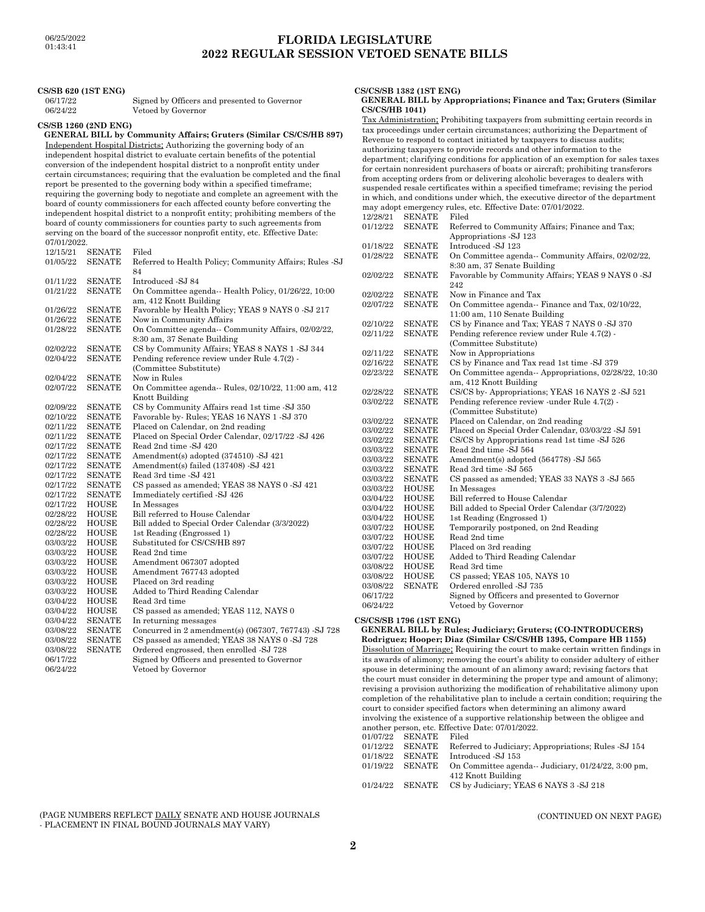**CS/SB 620 (1ST ENG)**

| | | |
|---|---|---|
| 06/17/22 | | Signed by Officers and presented to Governor |
| 06/24/22 | | Vetoed by Governor |

**CS/SB 1260 (2ND ENG)**

**GENERAL BILL by Community Affairs; Gruters (Similar CS/CS/HB 897)**

Independent Hospital Districts; Authorizing the governing body of an independent hospital district to evaluate certain benefits of the potential conversion of the independent hospital district to a nonprofit entity under certain circumstances; requiring that the evaluation be completed and the final report be presented to the governing body within a specified timeframe; requiring the governing body to negotiate and complete an agreement with the board of county commissioners for each affected county before converting the independent hospital district to a nonprofit entity; prohibiting members of the board of county commissioners for counties party to such agreements from serving on the board of the successor nonprofit entity, etc. Effective Date: 07/01/2022.

| | | |
|---|---|---|
| 12/15/21 | SENATE | Filed |
| 01/05/22 | SENATE | Referred to Health Policy; Community Affairs; Rules -SJ 84 |
| 01/11/22 | SENATE | Introduced -SJ 84 |
| 01/21/22 | SENATE | On Committee agenda-- Health Policy, 01/26/22, 10:00 am, 412 Knott Building |
| 01/26/22 | SENATE | Favorable by Health Policy; YEAS 9 NAYS 0 -SJ 217 |
| 01/26/22 | SENATE | Now in Community Affairs |
| 01/28/22 | SENATE | On Committee agenda-- Community Affairs, 02/02/22, 8:30 am, 37 Senate Building |
| 02/02/22 | SENATE | CS by Community Affairs; YEAS 8 NAYS 1 -SJ 344 |
| 02/04/22 | SENATE | Pending reference review under Rule 4.7(2) - (Committee Substitute) |
| 02/04/22 | SENATE | Now in Rules |
| 02/07/22 | SENATE | On Committee agenda-- Rules, 02/10/22, 11:00 am, 412 Knott Building |
| 02/09/22 | SENATE | CS by Community Affairs read 1st time -SJ 350 |
| 02/10/22 | SENATE | Favorable by- Rules; YEAS 16 NAYS 1 -SJ 370 |
| 02/11/22 | SENATE | Placed on Calendar, on 2nd reading |
| 02/11/22 | SENATE | Placed on Special Order Calendar, 02/17/22 -SJ 426 |
| 02/17/22 | SENATE | Read 2nd time -SJ 420 |
| 02/17/22 | SENATE | Amendment(s) adopted (374510) -SJ 421 |
| 02/17/22 | SENATE | Amendment(s) failed (137408) -SJ 421 |
| 02/17/22 | SENATE | Read 3rd time -SJ 421 |
| 02/17/22 | SENATE | CS passed as amended; YEAS 38 NAYS 0 -SJ 421 |
| 02/17/22 | SENATE | Immediately certified -SJ 426 |
| 02/17/22 | HOUSE | In Messages |
| 02/28/22 | HOUSE | Bill referred to House Calendar |
| 02/28/22 | HOUSE | Bill added to Special Order Calendar (3/3/2022) |
| 02/28/22 | HOUSE | 1st Reading (Engrossed 1) |
| 03/03/22 | HOUSE | Substituted for CS/CS/HB 897 |
| 03/03/22 | HOUSE | Read 2nd time |
| 03/03/22 | HOUSE | Amendment 067307 adopted |
| 03/03/22 | HOUSE | Amendment 767743 adopted |
| 03/03/22 | HOUSE | Placed on 3rd reading |
| 03/03/22 | HOUSE | Added to Third Reading Calendar |
| 03/04/22 | HOUSE | Read 3rd time |
| 03/04/22 | HOUSE | CS passed as amended; YEAS 112, NAYS 0 |
| 03/04/22 | SENATE | In returning messages |
| 03/08/22 | SENATE | Concurred in 2 amendment(s) (067307, 767743) -SJ 728 |
| 03/08/22 | SENATE | CS passed as amended; YEAS 38 NAYS 0 -SJ 728 |
| 03/08/22 | SENATE | Ordered engrossed, then enrolled -SJ 728 |
| 06/17/22 | | Signed by Officers and presented to Governor |
| 06/24/22 | | Vetoed by Governor |

**CS/CS/SB 1382 (1ST ENG)**

**GENERAL BILL by Appropriations; Finance and Tax; Gruters (Similar CS/CS/HB 1041)**

Tax Administration; Prohibiting taxpayers from submitting certain records in tax proceedings under certain circumstances; authorizing the Department of Revenue to respond to contact initiated by taxpayers to discuss audits; authorizing taxpayers to provide records and other information to the department; clarifying conditions for application of an exemption for sales taxes for certain nonresident purchasers of boats or aircraft; prohibiting transferors from accepting orders from or delivering alcoholic beverages to dealers with suspended resale certificates within a specified timeframe; revising the period in which, and conditions under which, the executive director of the department may adopt emergency rules, etc. Effective Date: 07/01/2022.

| | | |
|---|---|---|
| 12/28/21 | SENATE | Filed |
| 01/12/22 | SENATE | Referred to Community Affairs; Finance and Tax; Appropriations -SJ 123 |
| 01/18/22 | SENATE | Introduced -SJ 123 |
| 01/28/22 | SENATE | On Committee agenda-- Community Affairs, 02/02/22, 8:30 am, 37 Senate Building |
| 02/02/22 | SENATE | Favorable by Community Affairs; YEAS 9 NAYS 0 -SJ 242 |
| 02/02/22 | SENATE | Now in Finance and Tax |
| 02/07/22 | SENATE | On Committee agenda-- Finance and Tax, 02/10/22, 11:00 am, 110 Senate Building |
| 02/10/22 | SENATE | CS by Finance and Tax; YEAS 7 NAYS 0 -SJ 370 |
| 02/11/22 | SENATE | Pending reference review under Rule 4.7(2) - (Committee Substitute) |
| 02/11/22 | SENATE | Now in Appropriations |
| 02/16/22 | SENATE | CS by Finance and Tax read 1st time -SJ 379 |
| 02/23/22 | SENATE | On Committee agenda-- Appropriations, 02/28/22, 10:30 am, 412 Knott Building |
| 02/28/22 | SENATE | CS/CS by- Appropriations; YEAS 16 NAYS 2 -SJ 521 |
| 03/02/22 | SENATE | Pending reference review -under Rule 4.7(2) - (Committee Substitute) |
| 03/02/22 | SENATE | Placed on Calendar, on 2nd reading |
| 03/02/22 | SENATE | Placed on Special Order Calendar, 03/03/22 -SJ 591 |
| 03/02/22 | SENATE | CS/CS by Appropriations read 1st time -SJ 526 |
| 03/03/22 | SENATE | Read 2nd time -SJ 564 |
| 03/03/22 | SENATE | Amendment(s) adopted (564778) -SJ 565 |
| 03/03/22 | SENATE | Read 3rd time -SJ 565 |
| 03/03/22 | SENATE | CS passed as amended; YEAS 33 NAYS 3 -SJ 565 |
| 03/03/22 | HOUSE | In Messages |
| 03/04/22 | HOUSE | Bill referred to House Calendar |
| 03/04/22 | HOUSE | Bill added to Special Order Calendar (3/7/2022) |
| 03/04/22 | HOUSE | 1st Reading (Engrossed 1) |
| 03/07/22 | HOUSE | Temporarily postponed, on 2nd Reading |
| 03/07/22 | HOUSE | Read 2nd time |
| 03/07/22 | HOUSE | Placed on 3rd reading |
| 03/07/22 | HOUSE | Added to Third Reading Calendar |
| 03/08/22 | HOUSE | Read 3rd time |
| 03/08/22 | HOUSE | CS passed; YEAS 105, NAYS 10 |
| 03/08/22 | SENATE | Ordered enrolled -SJ 735 |
| 06/17/22 | | Signed by Officers and presented to Governor |
| 06/24/22 | | Vetoed by Governor |

**CS/CS/SB 1796 (1ST ENG)**

**GENERAL BILL by Rules; Judiciary; Gruters; (CO-INTRODUCERS) Rodriguez; Hooper; Diaz (Similar CS/CS/HB 1395, Compare HB 1155)**

Dissolution of Marriage; Requiring the court to make certain written findings in its awards of alimony; removing the court's ability to consider adultery of either spouse in determining the amount of an alimony award; revising factors that the court must consider in determining the proper type and amount of alimony; revising a provision authorizing the modification of rehabilitative alimony upon completion of the rehabilitative plan to include a certain condition; requiring the court to consider specified factors when determining an alimony award involving the existence of a supportive relationship between the obligee and another person, etc. Effective Date: 07/01/2022.

| | | |
|---|---|---|
| 01/07/22 | SENATE | Filed |
| 01/12/22 | SENATE | Referred to Judiciary; Appropriations; Rules -SJ 154 |
| 01/18/22 | SENATE | Introduced -SJ 153 |
| 01/19/22 | SENATE | On Committee agenda-- Judiciary, 01/24/22, 3:00 pm, 412 Knott Building |
| 01/24/22 | SENATE | CS by Judiciary; YEAS 6 NAYS 3 -SJ 218 |

(PAGE NUMBERS REFLECT DAILY SENATE AND HOUSE JOURNALS - PLACEMENT IN FINAL BOUND JOURNALS MAY VARY)

(CONTINUED ON NEXT PAGE)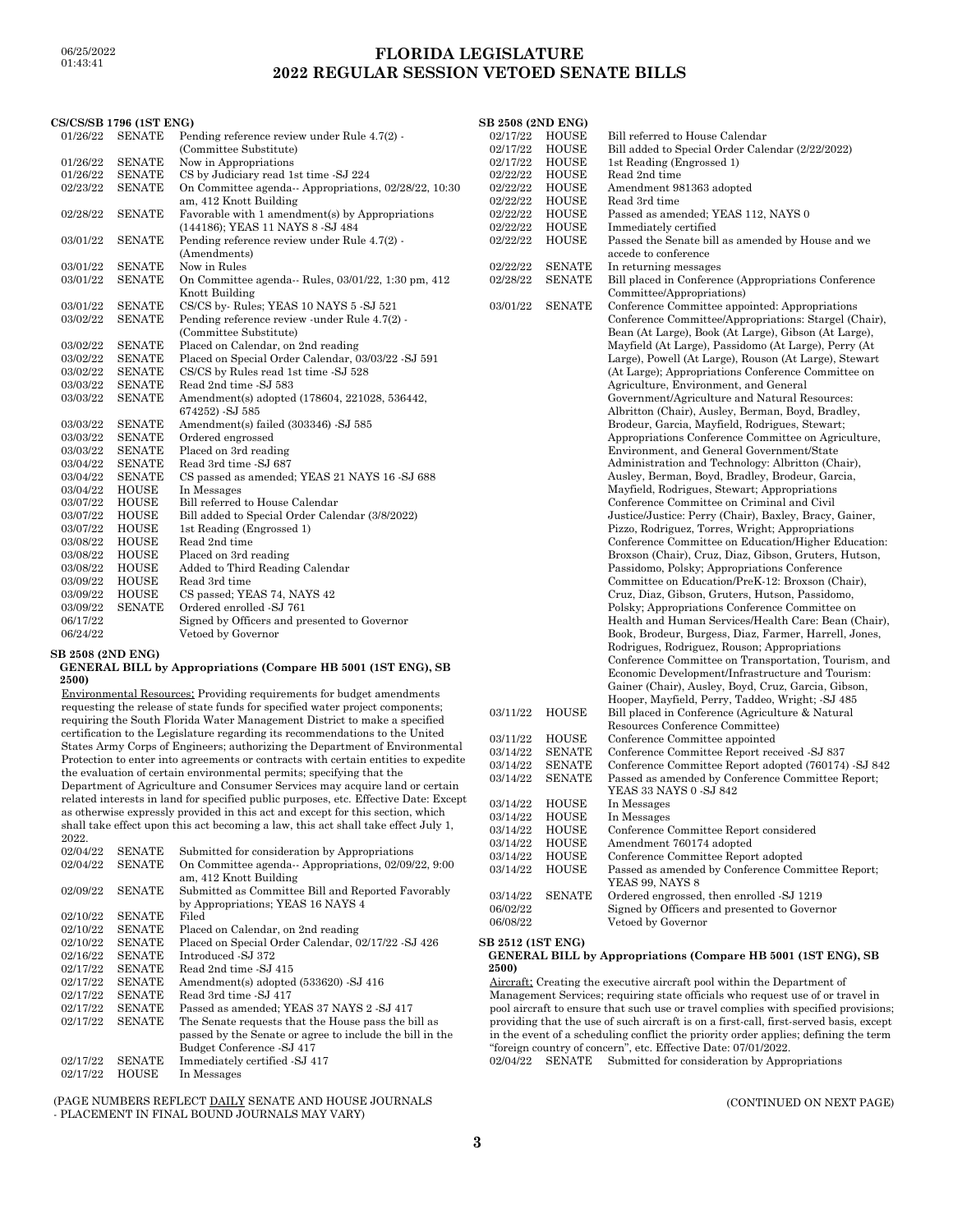# FLORIDA LEGISLATURE
## 2022 REGULAR SESSION VETOED SENATE BILLS

**CS/CS/SB 1796 (1ST ENG)**

| | | |
|---|---|---|
| 01/26/22 | SENATE | Pending reference review under Rule 4.7(2) - (Committee Substitute) |
| 01/26/22 | SENATE | Now in Appropriations |
| 01/26/22 | SENATE | CS by Judiciary read 1st time -SJ 224 |
| 02/23/22 | SENATE | On Committee agenda-- Appropriations, 02/28/22, 10:30 am, 412 Knott Building |
| 02/28/22 | SENATE | Favorable with 1 amendment(s) by Appropriations (144186); YEAS 11 NAYS 8 -SJ 484 |
| 03/01/22 | SENATE | Pending reference review under Rule 4.7(2) - (Amendments) |
| 03/01/22 | SENATE | Now in Rules |
| 03/01/22 | SENATE | On Committee agenda-- Rules, 03/01/22, 1:30 pm, 412 Knott Building |
| 03/01/22 | SENATE | CS/CS by- Rules; YEAS 10 NAYS 5 -SJ 521 |
| 03/02/22 | SENATE | Pending reference review -under Rule 4.7(2) - (Committee Substitute) |
| 03/02/22 | SENATE | Placed on Calendar, on 2nd reading |
| 03/02/22 | SENATE | Placed on Special Order Calendar, 03/03/22 -SJ 591 |
| 03/02/22 | SENATE | CS/CS by Rules read 1st time -SJ 528 |
| 03/03/22 | SENATE | Read 2nd time -SJ 583 |
| 03/03/22 | SENATE | Amendment(s) adopted (178604, 221028, 536442, 674252) -SJ 585 |
| 03/03/22 | SENATE | Amendment(s) failed (303346) -SJ 585 |
| 03/03/22 | SENATE | Ordered engrossed |
| 03/03/22 | SENATE | Placed on 3rd reading |
| 03/04/22 | SENATE | Read 3rd time -SJ 687 |
| 03/04/22 | SENATE | CS passed as amended; YEAS 21 NAYS 16 -SJ 688 |
| 03/04/22 | HOUSE | In Messages |
| 03/07/22 | HOUSE | Bill referred to House Calendar |
| 03/07/22 | HOUSE | Bill added to Special Order Calendar (3/8/2022) |
| 03/07/22 | HOUSE | 1st Reading (Engrossed 1) |
| 03/08/22 | HOUSE | Read 2nd time |
| 03/08/22 | HOUSE | Placed on 3rd reading |
| 03/08/22 | HOUSE | Added to Third Reading Calendar |
| 03/09/22 | HOUSE | Read 3rd time |
| 03/09/22 | HOUSE | CS passed; YEAS 74, NAYS 42 |
| 03/09/22 | SENATE | Ordered enrolled -SJ 761 |
| 06/17/22 | | Signed by Officers and presented to Governor |
| 06/24/22 | | Vetoed by Governor |

**SB 2508 (2ND ENG)**

**GENERAL BILL by Appropriations (Compare HB 5001 (1ST ENG), SB 2500)**

Environmental Resources; Providing requirements for budget amendments requesting the release of state funds for specified water project components; requiring the South Florida Water Management District to make a specified certification to the Legislature regarding its recommendations to the United States Army Corps of Engineers; authorizing the Department of Environmental Protection to enter into agreements or contracts with certain entities to expedite the evaluation of certain environmental permits; specifying that the Department of Agriculture and Consumer Services may acquire land or certain related interests in land for specified public purposes, etc. Effective Date: Except as otherwise expressly provided in this act and except for this section, which shall take effect upon this act becoming a law, this act shall take effect July 1, 2022.

| | | |
|---|---|---|
| 02/04/22 | SENATE | Submitted for consideration by Appropriations |
| 02/04/22 | SENATE | On Committee agenda-- Appropriations, 02/09/22, 9:00 am, 412 Knott Building |
| 02/09/22 | SENATE | Submitted as Committee Bill and Reported Favorably by Appropriations; YEAS 16 NAYS 4 |
| 02/10/22 | SENATE | Filed |
| 02/10/22 | SENATE | Placed on Calendar, on 2nd reading |
| 02/10/22 | SENATE | Placed on Special Order Calendar, 02/17/22 -SJ 426 |
| 02/16/22 | SENATE | Introduced -SJ 372 |
| 02/17/22 | SENATE | Read 2nd time -SJ 415 |
| 02/17/22 | SENATE | Amendment(s) adopted (533620) -SJ 416 |
| 02/17/22 | SENATE | Read 3rd time -SJ 417 |
| 02/17/22 | SENATE | Passed as amended; YEAS 37 NAYS 2 -SJ 417 |
| 02/17/22 | SENATE | The Senate requests that the House pass the bill as passed by the Senate or agree to include the bill in the Budget Conference -SJ 417 |
| 02/17/22 | SENATE | Immediately certified -SJ 417 |
| 02/17/22 | HOUSE | In Messages |
| 02/17/22 | HOUSE | Bill referred to House Calendar |
| 02/17/22 | HOUSE | Bill added to Special Order Calendar (2/22/2022) |
| 02/17/22 | HOUSE | 1st Reading (Engrossed 1) |
| 02/22/22 | HOUSE | Read 2nd time |
| 02/22/22 | HOUSE | Amendment 981363 adopted |
| 02/22/22 | HOUSE | Read 3rd time |
| 02/22/22 | HOUSE | Passed as amended; YEAS 112, NAYS 0 |
| 02/22/22 | HOUSE | Immediately certified |
| 02/22/22 | HOUSE | Passed the Senate bill as amended by House and we accede to conference |
| 02/22/22 | SENATE | In returning messages |
| 02/28/22 | SENATE | Bill placed in Conference (Appropriations Conference Committee/Appropriations) |
| 03/01/22 | SENATE | Conference Committee appointed: Appropriations Conference Committee/Appropriations: Stargel (Chair), Bean (At Large), Book (At Large), Gibson (At Large), Mayfield (At Large), Passidomo (At Large), Perry (At Large), Powell (At Large), Rouson (At Large), Stewart (At Large); Appropriations Conference Committee on Agriculture, Environment, and General Government/Agriculture and Natural Resources: Albritton (Chair), Ausley, Berman, Boyd, Bradley, Brodeur, Garcia, Mayfield, Rodrigues, Stewart; Appropriations Conference Committee on Agriculture, Environment, and General Government/State Administration and Technology: Albritton (Chair), Ausley, Berman, Boyd, Bradley, Brodeur, Garcia, Mayfield, Rodrigues, Stewart; Appropriations Conference Committee on Criminal and Civil Justice/Justice: Perry (Chair), Baxley, Bracy, Gainer, Pizzo, Rodriguez, Torres, Wright; Appropriations Conference Committee on Education/Higher Education: Broxson (Chair), Cruz, Diaz, Gibson, Gruters, Hutson, Passidomo, Polsky; Appropriations Conference Committee on Education/PreK-12: Broxson (Chair), Cruz, Diaz, Gibson, Gruters, Hutson, Passidomo, Polsky; Appropriations Conference Committee on Health and Human Services/Health Care: Bean (Chair), Book, Brodeur, Burgess, Diaz, Farmer, Harrell, Jones, Rodrigues, Rodriguez, Rouson; Appropriations Conference Committee on Transportation, Tourism, and Economic Development/Infrastructure and Tourism: Gainer (Chair), Ausley, Boyd, Cruz, Garcia, Gibson, Hooper, Mayfield, Perry, Taddeo, Wright; -SJ 485 |
| 03/11/22 | HOUSE | Bill placed in Conference (Agriculture & Natural Resources Conference Committee) |
| 03/11/22 | HOUSE | Conference Committee appointed |
| 03/14/22 | SENATE | Conference Committee Report received -SJ 837 |
| 03/14/22 | SENATE | Conference Committee Report adopted (760174) -SJ 842 |
| 03/14/22 | SENATE | Passed as amended by Conference Committee Report; YEAS 33 NAYS 0 -SJ 842 |
| 03/14/22 | HOUSE | In Messages |
| 03/14/22 | HOUSE | In Messages |
| 03/14/22 | HOUSE | Conference Committee Report considered |
| 03/14/22 | HOUSE | Amendment 760174 adopted |
| 03/14/22 | HOUSE | Conference Committee Report adopted |
| 03/14/22 | HOUSE | Passed as amended by Conference Committee Report; YEAS 99, NAYS 8 |
| 03/14/22 | SENATE | Ordered engrossed, then enrolled -SJ 1219 |
| 06/02/22 | | Signed by Officers and presented to Governor |
| 06/08/22 | | Vetoed by Governor |

**SB 2512 (1ST ENG)**

**GENERAL BILL by Appropriations (Compare HB 5001 (1ST ENG), SB 2500)**

Aircraft; Creating the executive aircraft pool within the Department of Management Services; requiring state officials who request use of or travel in pool aircraft to ensure that such use or travel complies with specified provisions; providing that the use of such aircraft is on a first-call, first-served basis, except in the event of a scheduling conflict the priority order applies; defining the term "foreign country of concern", etc. Effective Date: 07/01/2022.

| | | |
|---|---|---|
| 02/04/22 | SENATE | Submitted for consideration by Appropriations |

(PAGE NUMBERS REFLECT DAILY SENATE AND HOUSE JOURNALS - PLACEMENT IN FINAL BOUND JOURNALS MAY VARY)

(CONTINUED ON NEXT PAGE)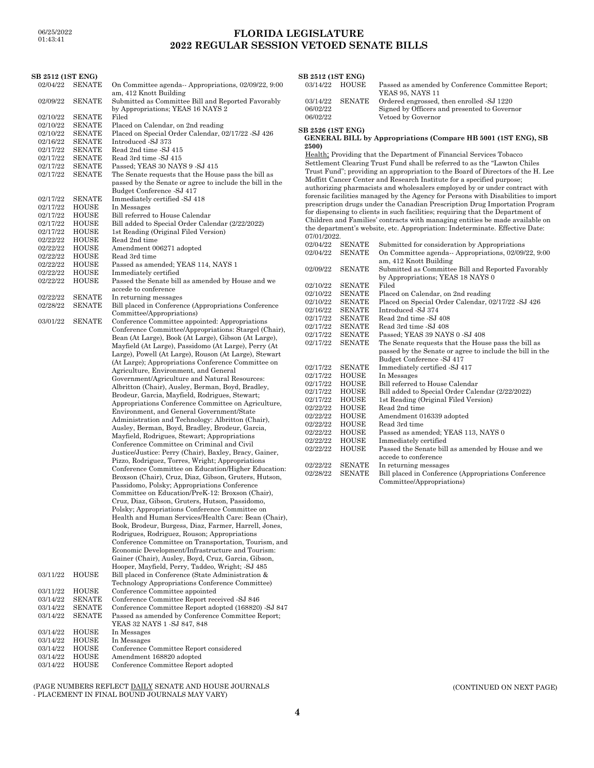# FLORIDA LEGISLATURE
# 2022 REGULAR SESSION VETOED SENATE BILLS

**SB 2512 (1ST ENG)**

| | | |
|---|---|---|
| 02/04/22 | SENATE | On Committee agenda-- Appropriations, 02/09/22, 9:00 am, 412 Knott Building |
| 02/09/22 | SENATE | Submitted as Committee Bill and Reported Favorably by Appropriations; YEAS 16 NAYS 2 |
| 02/10/22 | SENATE | Filed |
| 02/10/22 | SENATE | Placed on Calendar, on 2nd reading |
| 02/10/22 | SENATE | Placed on Special Order Calendar, 02/17/22 -SJ 426 |
| 02/16/22 | SENATE | Introduced -SJ 373 |
| 02/17/22 | SENATE | Read 2nd time -SJ 415 |
| 02/17/22 | SENATE | Read 3rd time -SJ 415 |
| 02/17/22 | SENATE | Passed; YEAS 30 NAYS 9 -SJ 415 |
| 02/17/22 | SENATE | The Senate requests that the House pass the bill as passed by the Senate or agree to include the bill in the Budget Conference -SJ 417 |
| 02/17/22 | SENATE | Immediately certified -SJ 418 |
| 02/17/22 | HOUSE | In Messages |
| 02/17/22 | HOUSE | Bill referred to House Calendar |
| 02/17/22 | HOUSE | Bill added to Special Order Calendar (2/22/2022) |
| 02/17/22 | HOUSE | 1st Reading (Original Filed Version) |
| 02/22/22 | HOUSE | Read 2nd time |
| 02/22/22 | HOUSE | Amendment 006271 adopted |
| 02/22/22 | HOUSE | Read 3rd time |
| 02/22/22 | HOUSE | Passed as amended; YEAS 114, NAYS 1 |
| 02/22/22 | HOUSE | Immediately certified |
| 02/22/22 | HOUSE | Passed the Senate bill as amended by House and we accede to conference |
| 02/22/22 | SENATE | In returning messages |
| 02/28/22 | SENATE | Bill placed in Conference (Appropriations Conference Committee/Appropriations) |
| 03/01/22 | SENATE | Conference Committee appointed: Appropriations Conference Committee/Appropriations: Stargel (Chair), Bean (At Large), Book (At Large), Gibson (At Large), Mayfield (At Large), Passidomo (At Large), Perry (At Large), Powell (At Large), Rouson (At Large), Stewart (At Large); Appropriations Conference Committee on Agriculture, Environment, and General Government/Agriculture and Natural Resources: Albritton (Chair), Ausley, Berman, Boyd, Bradley, Brodeur, Garcia, Mayfield, Rodrigues, Stewart; Appropriations Conference Committee on Agriculture, Environment, and General Government/State Administration and Technology: Albritton (Chair), Ausley, Berman, Boyd, Bradley, Brodeur, Garcia, Mayfield, Rodrigues, Stewart; Appropriations Conference Committee on Criminal and Civil Justice/Justice: Perry (Chair), Baxley, Bracy, Gainer, Pizzo, Rodriguez, Torres, Wright; Appropriations Conference Committee on Education/Higher Education: Broxson (Chair), Cruz, Diaz, Gibson, Gruters, Hutson, Passidomo, Polsky; Appropriations Conference Committee on Education/PreK-12: Broxson (Chair), Cruz, Diaz, Gibson, Gruters, Hutson, Passidomo, Polsky; Appropriations Conference Committee on Health and Human Services/Health Care: Bean (Chair), Book, Brodeur, Burgess, Diaz, Farmer, Harrell, Jones, Rodrigues, Rodriguez, Rouson; Appropriations Conference Committee on Transportation, Tourism, and Economic Development/Infrastructure and Tourism: Gainer (Chair), Ausley, Boyd, Cruz, Garcia, Gibson, Hooper, Mayfield, Perry, Taddeo, Wright; -SJ 485 |
| 03/11/22 | HOUSE | Bill placed in Conference (State Administration & Technology Appropriations Conference Committee) |
| 03/11/22 | HOUSE | Conference Committee appointed |
| 03/14/22 | SENATE | Conference Committee Report received -SJ 846 |
| 03/14/22 | SENATE | Conference Committee Report adopted (168820) -SJ 847 |
| 03/14/22 | SENATE | Passed as amended by Conference Committee Report; YEAS 32 NAYS 1 -SJ 847, 848 |
| 03/14/22 | HOUSE | In Messages |
| 03/14/22 | HOUSE | In Messages |
| 03/14/22 | HOUSE | Conference Committee Report considered |
| 03/14/22 | HOUSE | Amendment 168820 adopted |
| 03/14/22 | HOUSE | Conference Committee Report adopted |
| 03/14/22 | HOUSE | Passed as amended by Conference Committee Report; YEAS 95, NAYS 11 |
| 03/14/22 | SENATE | Ordered engrossed, then enrolled -SJ 1220 |
| 06/02/22 | | Signed by Officers and presented to Governor |
| 06/02/22 | | Vetoed by Governor |

**SB 2526 (1ST ENG)**

**GENERAL BILL by Appropriations (Compare HB 5001 (1ST ENG), SB 2500)**

Health; Providing that the Department of Financial Services Tobacco Settlement Clearing Trust Fund shall be referred to as the "Lawton Chiles Trust Fund"; providing an appropriation to the Board of Directors of the H. Lee Moffitt Cancer Center and Research Institute for a specified purpose; authorizing pharmacists and wholesalers employed by or under contract with forensic facilities managed by the Agency for Persons with Disabilities to import prescription drugs under the Canadian Prescription Drug Importation Program for dispensing to clients in such facilities; requiring that the Department of Children and Families' contracts with managing entities be made available on the department's website, etc. Appropriation: Indeterminate. Effective Date: 07/01/2022.

| | | |
|---|---|---|
| 02/04/22 | SENATE | Submitted for consideration by Appropriations |
| 02/04/22 | SENATE | On Committee agenda-- Appropriations, 02/09/22, 9:00 am, 412 Knott Building |
| 02/09/22 | SENATE | Submitted as Committee Bill and Reported Favorably by Appropriations; YEAS 18 NAYS 0 |
| 02/10/22 | SENATE | Filed |
| 02/10/22 | SENATE | Placed on Calendar, on 2nd reading |
| 02/10/22 | SENATE | Placed on Special Order Calendar, 02/17/22 -SJ 426 |
| 02/16/22 | SENATE | Introduced -SJ 374 |
| 02/17/22 | SENATE | Read 2nd time -SJ 408 |
| 02/17/22 | SENATE | Read 3rd time -SJ 408 |
| 02/17/22 | SENATE | Passed; YEAS 39 NAYS 0 -SJ 408 |
| 02/17/22 | SENATE | The Senate requests that the House pass the bill as passed by the Senate or agree to include the bill in the Budget Conference -SJ 417 |
| 02/17/22 | SENATE | Immediately certified -SJ 417 |
| 02/17/22 | HOUSE | In Messages |
| 02/17/22 | HOUSE | Bill referred to House Calendar |
| 02/17/22 | HOUSE | Bill added to Special Order Calendar (2/22/2022) |
| 02/17/22 | HOUSE | 1st Reading (Original Filed Version) |
| 02/22/22 | HOUSE | Read 2nd time |
| 02/22/22 | HOUSE | Amendment 016339 adopted |
| 02/22/22 | HOUSE | Read 3rd time |
| 02/22/22 | HOUSE | Passed as amended; YEAS 113, NAYS 0 |
| 02/22/22 | HOUSE | Immediately certified |
| 02/22/22 | HOUSE | Passed the Senate bill as amended by House and we accede to conference |
| 02/22/22 | SENATE | In returning messages |
| 02/28/22 | SENATE | Bill placed in Conference (Appropriations Conference Committee/Appropriations) |

(PAGE NUMBERS REFLECT DAILY SENATE AND HOUSE JOURNALS - PLACEMENT IN FINAL BOUND JOURNALS MAY VARY)

(CONTINUED ON NEXT PAGE)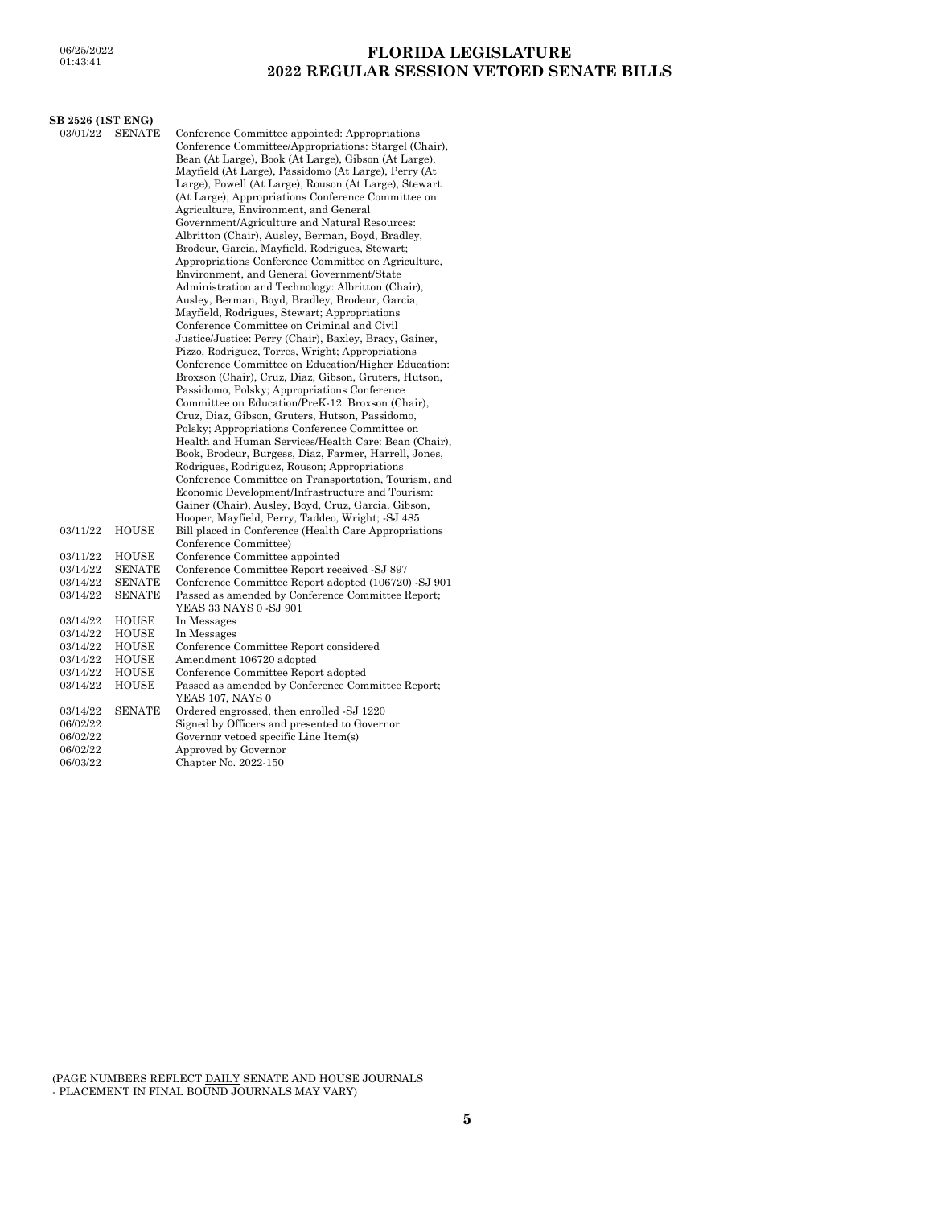**SB 2526 (1ST ENG)**

| | | |
|---|---|---|
| 03/01/22 | SENATE | Conference Committee appointed: Appropriations Conference Committee/Appropriations: Stargel (Chair), Bean (At Large), Book (At Large), Gibson (At Large), Mayfield (At Large), Passidomo (At Large), Perry (At Large), Powell (At Large), Rouson (At Large), Stewart (At Large); Appropriations Conference Committee on Agriculture, Environment, and General Government/Agriculture and Natural Resources: Albritton (Chair), Ausley, Berman, Boyd, Bradley, Brodeur, Garcia, Mayfield, Rodrigues, Stewart; Appropriations Conference Committee on Agriculture, Environment, and General Government/State Administration and Technology: Albritton (Chair), Ausley, Berman, Boyd, Bradley, Brodeur, Garcia, Mayfield, Rodrigues, Stewart; Appropriations Conference Committee on Criminal and Civil Justice/Justice: Perry (Chair), Baxley, Bracy, Gainer, Pizzo, Rodriguez, Torres, Wright; Appropriations Conference Committee on Education/Higher Education: Broxson (Chair), Cruz, Diaz, Gibson, Gruters, Hutson, Passidomo, Polsky; Appropriations Conference Committee on Education/PreK-12: Broxson (Chair), Cruz, Diaz, Gibson, Gruters, Hutson, Passidomo, Polsky; Appropriations Conference Committee on Health and Human Services/Health Care: Bean (Chair), Book, Brodeur, Burgess, Diaz, Farmer, Harrell, Jones, Rodrigues, Rodriguez, Rouson; Appropriations Conference Committee on Transportation, Tourism, and Economic Development/Infrastructure and Tourism: Gainer (Chair), Ausley, Boyd, Cruz, Garcia, Gibson, Hooper, Mayfield, Perry, Taddeo, Wright; -SJ 485 |
| 03/11/22 | HOUSE | Bill placed in Conference (Health Care Appropriations Conference Committee) |
| 03/11/22 | HOUSE | Conference Committee appointed |
| 03/14/22 | SENATE | Conference Committee Report received -SJ 897 |
| 03/14/22 | SENATE | Conference Committee Report adopted (106720) -SJ 901 |
| 03/14/22 | SENATE | Passed as amended by Conference Committee Report; YEAS 33 NAYS 0 -SJ 901 |
| 03/14/22 | HOUSE | In Messages |
| 03/14/22 | HOUSE | In Messages |
| 03/14/22 | HOUSE | Conference Committee Report considered |
| 03/14/22 | HOUSE | Amendment 106720 adopted |
| 03/14/22 | HOUSE | Conference Committee Report adopted |
| 03/14/22 | HOUSE | Passed as amended by Conference Committee Report; YEAS 107, NAYS 0 |
| 03/14/22 | SENATE | Ordered engrossed, then enrolled -SJ 1220 |
| 06/02/22 | | Signed by Officers and presented to Governor |
| 06/02/22 | | Governor vetoed specific Line Item(s) |
| 06/02/22 | | Approved by Governor |
| 06/03/22 | | Chapter No. 2022-150 |

(PAGE NUMBERS REFLECT DAILY SENATE AND HOUSE JOURNALS - PLACEMENT IN FINAL BOUND JOURNALS MAY VARY)